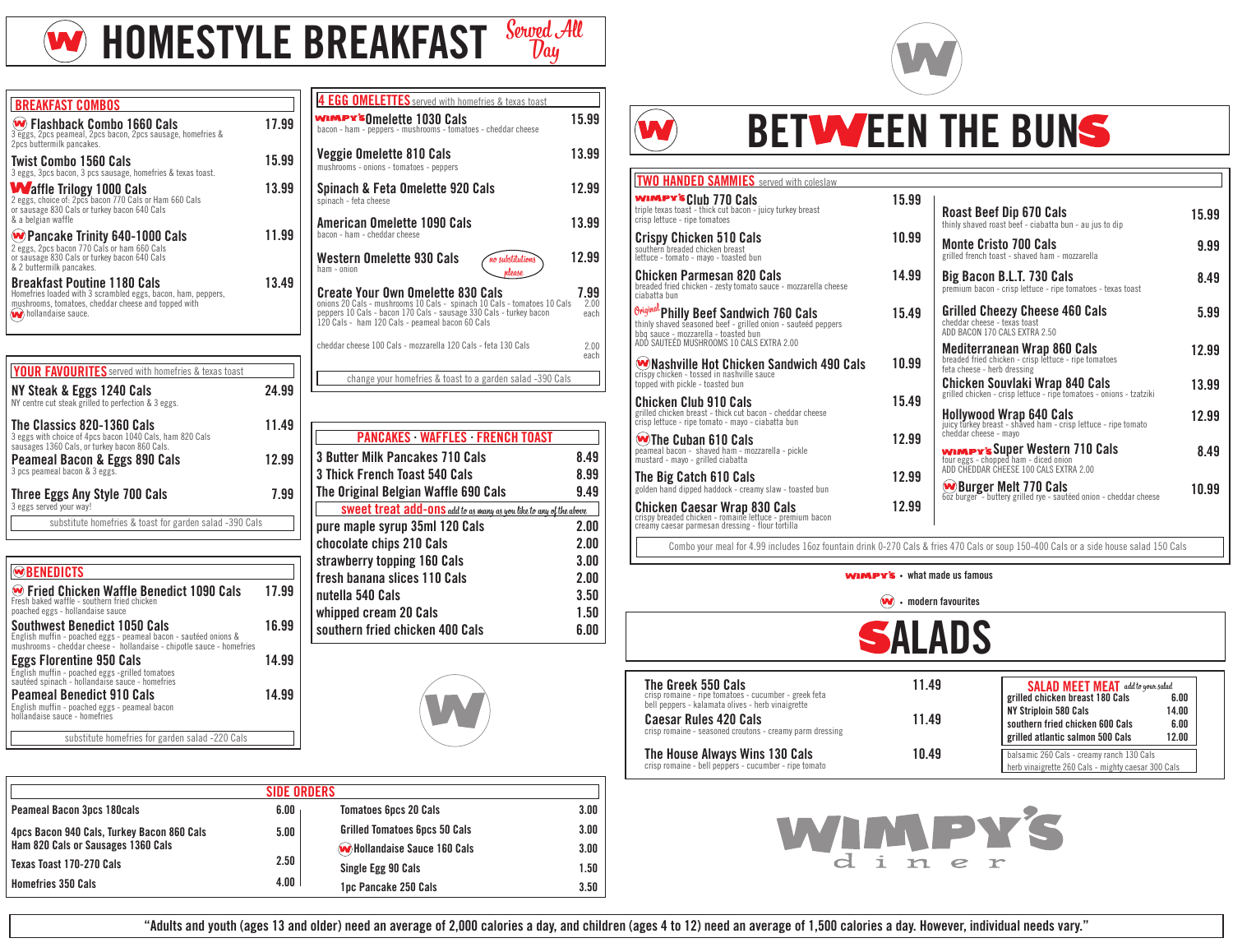# HOMESTYLE BREAKFAST *Served All Day*

## BREAKFAST COMBOS

| Item | Price |
|---|---|
| **Flashback Combo 1660 Cals** 3 eggs, 2pcs peameal, 2pcs bacon, 2pcs sausage, homefries & 2pcs buttermilk pancakes. | 17.99 |
| **Twist Combo 1560 Cals** 3 eggs, 3pcs bacon, 3 pcs sausage, homefries & texas toast. | 15.99 |
| **Waffle Trilogy 1000 Cals** 2 eggs, choice of: 2pcs bacon 770 Cals or Ham 660 Cals or sausage 830 Cals or turkey bacon 640 Cals & a belgian waffle | 13.99 |
| **Pancake Trinity 640-1000 Cals** 2 eggs, 2pcs bacon 770 Cals or ham 660 Cals or sausage 830 Cals or turkey bacon 640 Cals & 2 buttermilk pancakes. | 11.99 |
| **Breakfast Poutine 1180 Cals** Homefries loaded with 3 scrambled eggs, bacon, ham, peppers, mushrooms, tomatoes, cheddar cheese and topped with hollandaise sauce. | 13.49 |

## YOUR FAVOURITES served with homefries & texas toast

| Item | Price |
|---|---|
| **NY Steak & Eggs 1240 Cals** NY centre cut steak grilled to perfection & 3 eggs. | 24.99 |
| **The Classics 820-1360 Cals** 3 eggs with choice of 4pcs bacon 1040 Cals, ham 820 Cals sausages 1360 Cals, or turkey bacon 860 Cals. | 11.49 |
| **Peameal Bacon & Eggs 890 Cals** 3 pcs peameal bacon & 3 eggs. | 12.99 |
| **Three Eggs Any Style 700 Cals** 3 eggs served your way! | 7.99 |

substitute homefries & toast for garden salad -390 Cals

## BENEDICTS

| Item | Price |
|---|---|
| **Fried Chicken Waffle Benedict 1090 Cals** Fresh baked waffle - southern fried chicken poached eggs - hollandaise sauce | 17.99 |
| **Southwest Benedict 1050 Cals** English muffin - poached eggs - peameal bacon - sautéed onions & mushrooms - cheddar cheese - hollandaise - chipotle sauce - homefries | 16.99 |
| **Eggs Florentine 950 Cals** English muffin - poached eggs -grilled tomatoes sautéed spinach - hollandaise sauce - homefries | 14.99 |
| **Peameal Benedict 910 Cals** English muffin - poached eggs - peameal bacon hollandaise sauce - homefries | 14.99 |

substitute homefries for garden salad -220 Cals

## 4 EGG OMELETTES served with homefries & texas toast

| Item | Price |
|---|---|
| **WIMPY'S Omelette 1030 Cals** bacon - ham - peppers - mushrooms - tomatoes - cheddar cheese | 15.99 |
| **Veggie Omelette 810 Cals** mushrooms - onions - tomatoes - peppers | 13.99 |
| **Spinach & Feta Omelette 920 Cals** spinach - feta cheese | 12.99 |
| **American Omelette 1090 Cals** bacon - ham - cheddar cheese | 13.99 |
| **Western Omelette 930 Cals** ham - onion *(no substitutions please)* | 12.99 |
| **Create Your Own Omelette 830 Cals** | 7.99 |
| onions 20 Cals - mushrooms 10 Cals - spinach 10 Cals - tomatoes 10 Cals peppers 10 Cals - bacon 170 Cals - sausage 330 Cals - turkey bacon 120 Cals - ham 120 Cals - peameal bacon 60 Cals | 2.00 each |
| cheddar cheese 100 Cals - mozzarella 120 Cals - feta 130 Cals | 2.00 each |

change your homefries & toast to a garden salad -390 Cals

## PANCAKES · WAFFLES · FRENCH TOAST

| Item | Price |
|---|---|
| 3 Butter Milk Pancakes 710 Cals | 8.49 |
| 3 Thick French Toast 540 Cals | 8.99 |
| The Original Belgian Waffle 690 Cals | 9.49 |

### sweet treat add-ons *add to as many as you like to any of the above*

| Item | Price |
|---|---|
| pure maple syrup 35ml 120 Cals | 2.00 |
| chocolate chips 210 Cals | 2.00 |
| strawberry topping 160 Cals | 3.00 |
| fresh banana slices 110 Cals | 2.00 |
| nutella 540 Cals | 3.50 |
| whipped cream 20 Cals | 1.50 |
| southern fried chicken 400 Cals | 6.00 |

## SIDE ORDERS

| Item | Price | Item | Price |
|---|---|---|---|
| Peameal Bacon 3pcs 180cals | 6.00 | Tomatoes 6pcs 20 Cals | 3.00 |
| 4pcs Bacon 940 Cals, Turkey Bacon 860 Cals, Ham 820 Cals or Sausages 1360 Cals | 5.00 | Grilled Tomatoes 6pcs 50 Cals | 3.00 |
| | | Hollandaise Sauce 160 Cals | 3.00 |
| Texas Toast 170-270 Cals | 2.50 | Single Egg 90 Cals | 1.50 |
| Homefries 350 Cals | 4.00 | 1pc Pancake 250 Cals | 3.50 |

# BETWEEN THE BUNS

## TWO HANDED SAMMIES served with coleslaw

| Item | Price |
|---|---|
| **WIMPY'S Club 770 Cals** triple texas toast - thick cut bacon - juicy turkey breast crisp lettuce - ripe tomatoes | 15.99 |
| **Crispy Chicken 510 Cals** southern breaded chicken breast lettuce - tomato - mayo - toasted bun | 10.99 |
| **Chicken Parmesan 820 Cals** breaded fried chicken - zesty tomato sauce - mozzarella cheese ciabatta bun | 14.99 |
| **Original Philly Beef Sandwich 760 Cals** thinly shaved seasoned beef - grilled onion - sauteed peppers bbq sauce - mozzarella - toasted bun ADD SAUTEED MUSHROOMS 10 CALS EXTRA 2.00 | 15.49 |
| **Nashville Hot Chicken Sandwich 490 Cals** crispy chicken - tossed in nashville sauce topped with pickle - toasted bun | 10.99 |
| **Chicken Club 910 Cals** grilled chicken breast - thick cut bacon - cheddar cheese crisp lettuce - ripe tomato - mayo - ciabatta bun | 15.49 |
| **The Cuban 610 Cals** peameal bacon - shaved ham - mozzarella - pickle mustard - mayo - grilled ciabatta | 12.99 |
| **The Big Catch 610 Cals** golden hand dipped haddock - creamy slaw - toasted bun | 12.99 |
| **Chicken Caesar Wrap 830 Cals** crispy breaded chicken - romaine lettuce - premium bacon creamy caesar parmesan dressing - flour tortilla | 12.99 |
| **Roast Beef Dip 670 Cals** thinly shaved roast beef - ciabatta bun - au jus to dip | 15.99 |
| **Monte Cristo 700 Cals** grilled french toast - shaved ham - mozzarella | 9.99 |
| **Big Bacon B.L.T. 730 Cals** premium bacon - crisp lettuce - ripe tomatoes - texas toast | 8.49 |
| **Grilled Cheezy Cheese 460 Cals** cheddar cheese - texas toast ADD BACON 170 CALS EXTRA 2.50 | 5.99 |
| **Mediterranean Wrap 860 Cals** breaded fried chicken - crisp lettuce - ripe tomatoes feta cheese - herb dressing | 12.99 |
| **Chicken Souvlaki Wrap 840 Cals** grilled chicken - crisp lettuce - ripe tomatoes - onions - tzatziki | 13.99 |
| **Hollywood Wrap 640 Cals** juicy turkey breast - shaved ham - crisp lettuce - ripe tomato cheddar cheese - mayo | 12.99 |
| **WIMPY'S Super Western 710 Cals** four eggs - chopped ham - diced onion ADD CHEDDAR CHEESE 100 CALS EXTRA 2.00 | 8.49 |
| **Burger Melt 770 Cals** 6oz burger - buttery grilled rye - sautéed onion - cheddar cheese | 10.99 |

Combo your meal for 4.99 includes 16oz fountain drink 0-270 Cals & fries 470 Cals or soup 150-400 Cals or a side house salad 150 Cals

WIMPY'S • what made us famous

• modern favourites

# SALADS

| Item | Price |
|---|---|
| **The Greek 550 Cals** crisp romaine - ripe tomatoes - cucumber - greek feta bell peppers - kalamata olives - herb vinaigrette | 11.49 |
| **Caesar Rules 420 Cals** crisp romaine - seasoned croutons - creamy parm dressing | 11.49 |
| **The House Always Wins 130 Cals** crisp romaine - bell peppers - cucumber - ripe tomato | 10.49 |

### SALAD MEET MEAT *add to your salad*

| Item | Price |
|---|---|
| grilled chicken breast 180 Cals | 6.00 |
| NY Striploin 580 Cals | 14.00 |
| southern fried chicken 600 Cals | 6.00 |
| grilled atlantic salmon 500 Cals | 12.00 |

balsamic 260 Cals - creamy ranch 130 Cals
herb vinaigrette 260 Cals - mighty caesar 300 Cals

WIMPY'S diner

"Adults and youth (ages 13 and older) need an average of 2,000 calories a day, and children (ages 4 to 12) need an average of 1,500 calories a day. However, individual needs vary."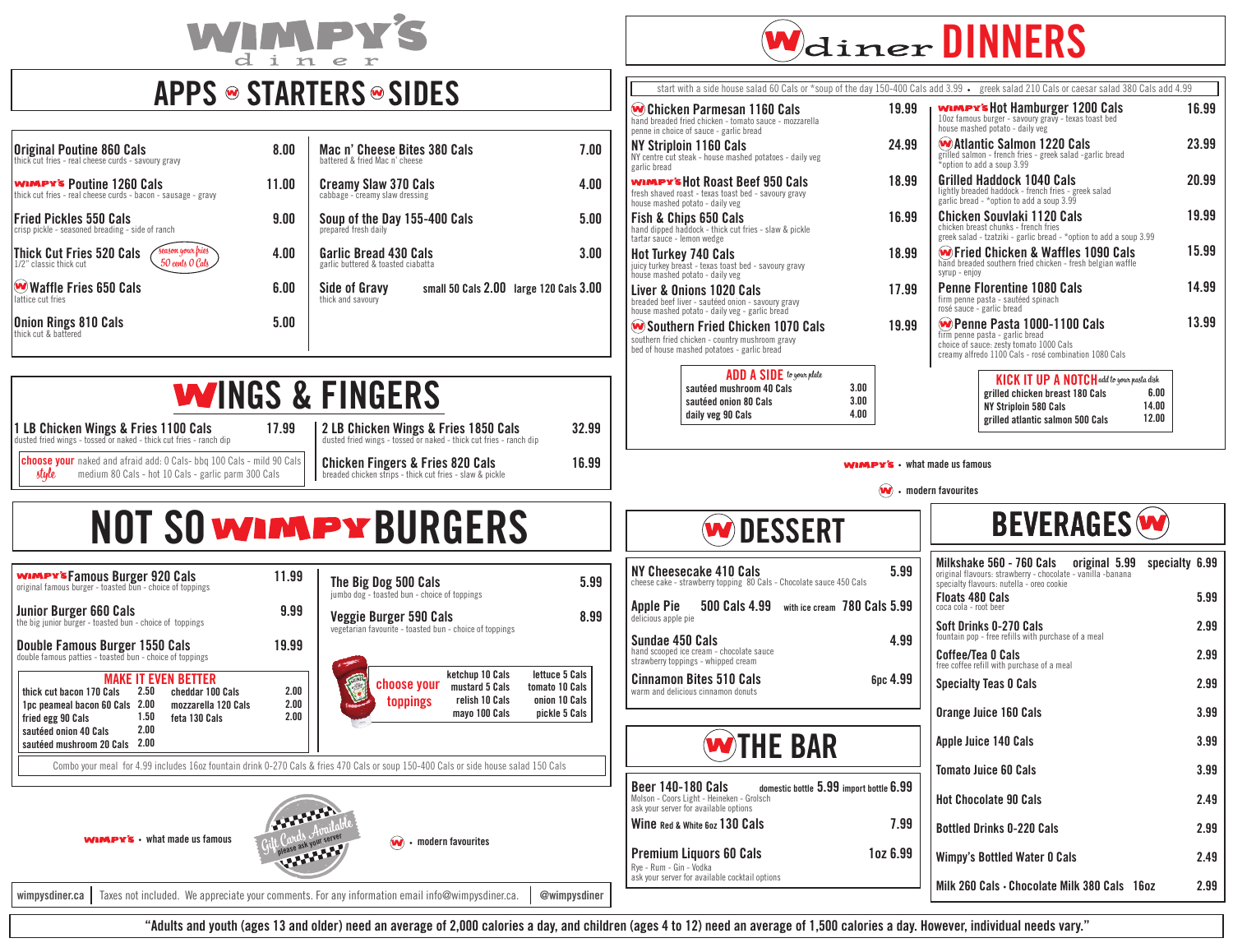# WIMPY'S diner

## APPS · STARTERS · SIDES

| | |
|---|---|
| **Original Poutine 860 Cals** thick cut fries - real cheese curds - savoury gravy | 8.00 |
| **WIMPY'S Poutine 1260 Cals** thick cut fries - real cheese curds - bacon - sausage - gravy | 11.00 |
| **Fried Pickles 550 Cals** crisp pickle - seasoned breading - side of ranch | 9.00 |
| **Thick Cut Fries 520 Cals** 1/2" classic thick cut *(season your fries 50 cents 0 Cals)* | 4.00 |
| **Waffle Fries 650 Cals** lattice cut fries | 6.00 |
| **Onion Rings 810 Cals** thick cut & battered | 5.00 |
| **Mac n' Cheese Bites 380 Cals** battered & fried Mac n' cheese | 7.00 |
| **Creamy Slaw 370 Cals** cabbage - creamy slaw dressing | 4.00 |
| **Soup of the Day 155-400 Cals** prepared fresh daily | 5.00 |
| **Garlic Bread 430 Cals** garlic buttered & toasted ciabatta | 3.00 |
| **Side of Gravy** thick and savoury — small 50 Cals 2.00 · large 120 Cals 3.00 | |

## WINGS & FINGERS

| | |
|---|---|
| **1 LB Chicken Wings & Fries 1100 Cals** dusted fried wings - tossed or naked - thick cut fries - ranch dip | 17.99 |
| **2 LB Chicken Wings & Fries 1850 Cals** dusted fried wings - tossed or naked - thick cut fries - ranch dip | 32.99 |
| **Chicken Fingers & Fries 820 Cals** breaded chicken strips - thick cut fries - slaw & pickle | 16.99 |

**choose your style** naked and afraid add: 0 Cals- bbq 100 Cals - mild 90 Cals medium 80 Cals - hot 10 Cals - garlic parm 300 Cals

## NOT SO WIMPY BURGERS

| | |
|---|---|
| **WIMPY'S Famous Burger 920 Cals** original famous burger - toasted bun - choice of toppings | 11.99 |
| **Junior Burger 660 Cals** the big junior burger - toasted bun - choice of toppings | 9.99 |
| **Double Famous Burger 1550 Cals** double famous patties - toasted bun - choice of toppings | 19.99 |
| **The Big Dog 500 Cals** jumbo dog - toasted bun - choice of toppings | 5.99 |
| **Veggie Burger 590 Cals** vegetarian favourite - toasted bun - choice of toppings | 8.99 |

**MAKE IT EVEN BETTER**

| | | | |
|---|---|---|---|
| thick cut bacon 170 Cals | 2.50 | cheddar 100 Cals | 2.00 |
| 1pc peameal bacon 60 Cals | 2.00 | mozzarella 120 Cals | 2.00 |
| fried egg 90 Cals | 1.50 | feta 130 Cals | 2.00 |
| sautéed onion 40 Cals | 2.00 | | |
| sautéed mushroom 20 Cals | 2.00 | | |

**choose your toppings**

| | |
|---|---|
| ketchup 10 Cals | lettuce 5 Cals |
| mustard 5 Cals | tomato 10 Cals |
| relish 10 Cals | onion 10 Cals |
| mayo 100 Cals | pickle 5 Cals |

Combo your meal for 4.99 includes 16oz fountain drink 0-270 Cals & fries 470 Cals or soup 150-400 Cals or side house salad 150 Cals

WIMPY'S • what made us famous

Gift Cards Available — please ask your server

W • modern favourites

wimpysdiner.ca | Taxes not included. We appreciate your comments. For any information email info@wimpysdiner.ca. | @wimpysdiner

## W diner DINNERS

start with a side house salad 60 Cals or *soup of the day 150-400 Cals add 3.99 • greek salad 210 Cals or caesar salad 380 Cals add 4.99

| | |
|---|---|
| **Chicken Parmesan 1160 Cals** hand breaded fried chicken - tomato sauce - mozzarella penne in choice of sauce - garlic bread | 19.99 |
| **NY Striploin 1160 Cals** NY centre cut steak - house mashed potatoes - daily veg garlic bread | 24.99 |
| **WIMPY'S Hot Roast Beef 950 Cals** fresh shaved roast - texas toast bed - savoury gravy house mashed potato - daily veg | 18.99 |
| **Fish & Chips 650 Cals** hand dipped haddock - thick cut fries - slaw & pickle tartar sauce - lemon wedge | 16.99 |
| **Hot Turkey 740 Cals** juicy turkey breast - texas toast bed - savoury gravy house mashed potato - daily veg | 18.99 |
| **Liver & Onions 1020 Cals** breaded beef liver - sautéed onion - savoury gravy house mashed potato - daily veg - garlic bread | 17.99 |
| **Southern Fried Chicken 1070 Cals** southern fried chicken - country mushroom gravy bed of house mashed potatoes - garlic bread | 19.99 |
| **WIMPY'S Hot Hamburger 1200 Cals** 10oz famous burger - savoury gravy - texas toast bed house mashed potato - daily veg | 16.99 |
| **Atlantic Salmon 1220 Cals** grilled salmon - french fries - greek salad -garlic bread *option to add a soup 3.99 | 23.99 |
| **Grilled Haddock 1040 Cals** lightly breaded haddock - french fries - greek salad garlic bread - *option to add a soup 3.99 | 20.99 |
| **Chicken Souvlaki 1120 Cals** chicken breast chunks - french fries greek salad - tzatziki - garlic bread - *option to add a soup 3.99 | 19.99 |
| **Fried Chicken & Waffles 1090 Cals** hand breaded southern fried chicken - fresh belgian waffle syrup - enjoy | 15.99 |
| **Penne Florentine 1080 Cals** firm penne pasta - sautéed spinach rosé sauce - garlic bread | 14.99 |
| **Penne Pasta 1000-1100 Cals** firm penne pasta - garlic bread choice of sauce: zesty tomato 1000 Cals creamy alfredo 1100 Cals - rosé combination 1080 Cals | 13.99 |

**ADD A SIDE** *to your plate*

| | |
|---|---|
| sautéed mushroom 40 Cals | 3.00 |
| sautéed onion 80 Cals | 3.00 |
| daily veg 90 Cals | 4.00 |

**KICK IT UP A NOTCH** *add to your pasta dish*

| | |
|---|---|
| grilled chicken breast 180 Cals | 6.00 |
| NY Striploin 580 Cals | 14.00 |
| grilled atlantic salmon 500 Cals | 12.00 |

WIMPY'S • what made us famous

W • modern favourites

## DESSERT

| | |
|---|---|
| **NY Cheesecake 410 Cals** cheese cake - strawberry topping 80 Cals - Chocolate sauce 450 Cals | 5.99 |
| **Apple Pie** delicious apple pie — 500 Cals 4.99 · with ice cream 780 Cals 5.99 | |
| **Sundae 450 Cals** hand scooped ice cream - chocolate sauce strawberry toppings - whipped cream | 4.99 |
| **Cinnamon Bites 510 Cals** warm and delicious cinnamon donuts | 6pc 4.99 |

## THE BAR

| | |
|---|---|
| **Beer 140-180 Cals** Molson - Coors Light - Heineken - Grolsch ask your server for available options | domestic bottle 5.99 · import bottle 6.99 |
| **Wine** Red & White 6oz 130 Cals | 7.99 |
| **Premium Liquors 60 Cals** Rye - Rum - Gin - Vodka ask your server for available cocktail options | 1oz 6.99 |

## BEVERAGES

| | |
|---|---|
| **Milkshake 560 - 760 Cals** original flavours: strawberry - chocolate - vanilla -banana specialty flavours: nutella - oreo cookie | original 5.99 · specialty 6.99 |
| **Floats 480 Cals** coca cola - root beer | 5.99 |
| **Soft Drinks 0-270 Cals** fountain pop - free refills with purchase of a meal | 2.99 |
| **Coffee/Tea 0 Cals** free coffee refill with purchase of a meal | 2.99 |
| **Specialty Teas 0 Cals** | 2.99 |
| **Orange Juice 160 Cals** | 3.99 |
| **Apple Juice 140 Cals** | 3.99 |
| **Tomato Juice 60 Cals** | 3.99 |
| **Hot Chocolate 90 Cals** | 2.49 |
| **Bottled Drinks 0-220 Cals** | 2.99 |
| **Wimpy's Bottled Water 0 Cals** | 2.49 |
| **Milk 260 Cals · Chocolate Milk 380 Cals** 16oz | 2.99 |

"Adults and youth (ages 13 and older) need an average of 2,000 calories a day, and children (ages 4 to 12) need an average of 1,500 calories a day. However, individual needs vary."